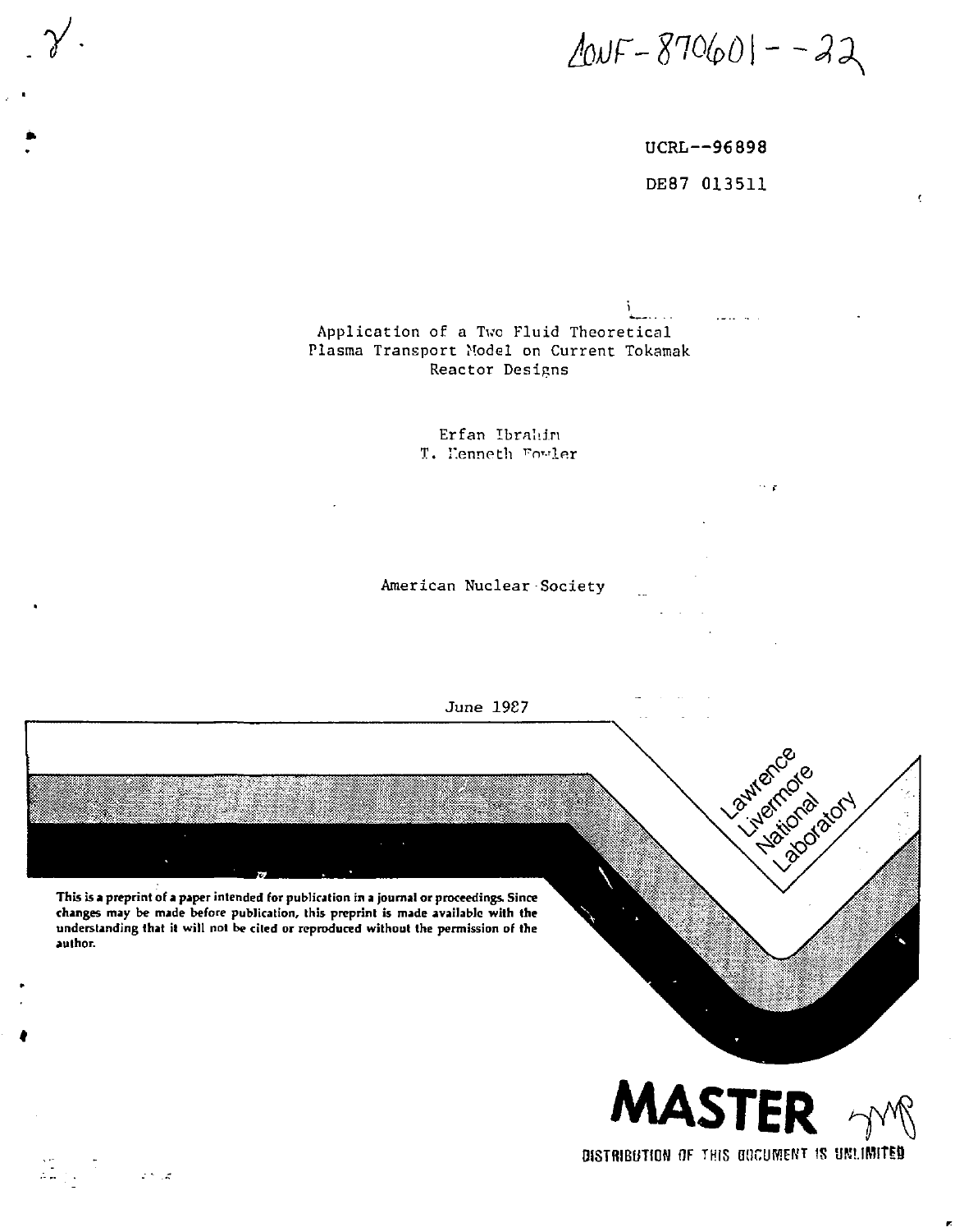CONF-870601--22

UCRL--96898

DE87 013511

# Application of a Two Fluid Theoretical Plasma Transport Model on Current Tokamak Reactor Designs

Erfan Ibrahim

T. Kenneth Fowler

American Nuclear Society

June 1987

Lawrence Livermore National Laboratory

**This is a preprint of a paper intended for publication in a journal or proceedings. Since changes may be made before publication, this preprint is made available with the understanding that it will not be cited or reproduced without the permission of the author.**

**MASTER**

DISTRIBUTION OF THIS DOCUMENT IS UNLIMITED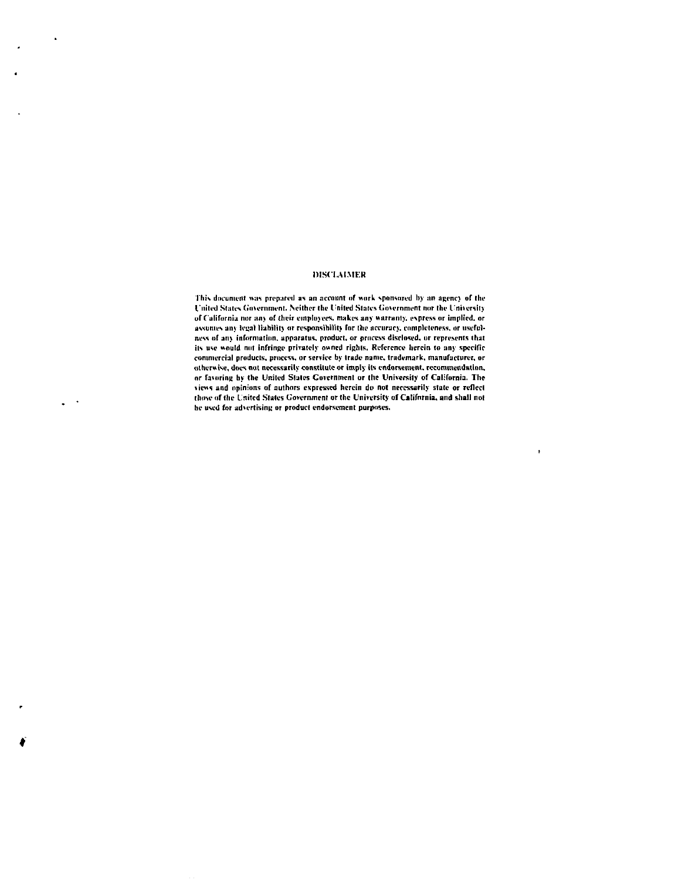## DISCLAIMER

This document was prepared as an account of work sponsored by an agency of the United States Government. Neither the United States Government nor the University of California nor any of their employees, makes any warranty, express or implied, or assumes any legal liability or responsibility for the accuracy, completeness, or usefulness of any information, apparatus, product, or process disclosed, or represents that its use would not infringe privately owned rights. Reference herein to any specific commercial products, process, or service by trade name, trademark, manufacturer, or otherwise, does not necessarily constitute or imply its endorsement, recommendation, or favoring by the United States Government or the University of California. The views and opinions of authors expressed herein do not necessarily state or reflect those of the United States Government or the University of California, and shall not be used for advertising or product endorsement purposes.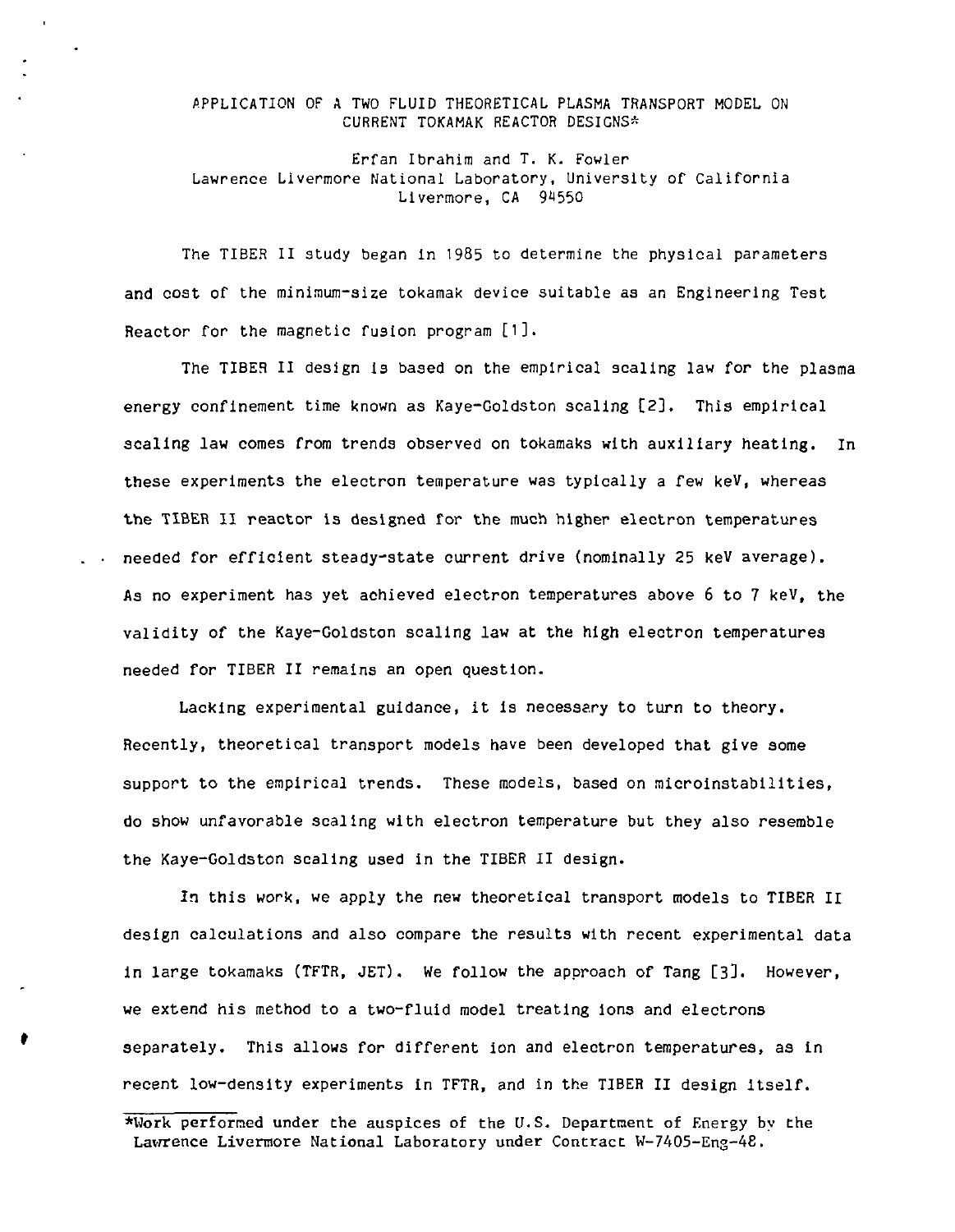# APPLICATION OF A TWO FLUID THEORETICAL PLASMA TRANSPORT MODEL ON CURRENT TOKAMAK REACTOR DESIGNS*

Erfan Ibrahim and T. K. Fowler
Lawrence Livermore National Laboratory, University of California
Livermore, CA 94550

The TIBER II study began in 1985 to determine the physical parameters and cost of the minimum-size tokamak device suitable as an Engineering Test Reactor for the magnetic fusion program [1].

The TIBER II design is based on the empirical scaling law for the plasma energy confinement time known as Kaye-Goldston scaling [2]. This empirical scaling law comes from trends observed on tokamaks with auxiliary heating. In these experiments the electron temperature was typically a few keV, whereas the TIBER II reactor is designed for the much higher electron temperatures needed for efficient steady-state current drive (nominally 25 keV average). As no experiment has yet achieved electron temperatures above 6 to 7 keV, the validity of the Kaye-Goldston scaling law at the high electron temperatures needed for TIBER II remains an open question.

Lacking experimental guidance, it is necessary to turn to theory. Recently, theoretical transport models have been developed that give some support to the empirical trends. These models, based on microinstabilities, do show unfavorable scaling with electron temperature but they also resemble the Kaye-Goldston scaling used in the TIBER II design.

In this work, we apply the new theoretical transport models to TIBER II design calculations and also compare the results with recent experimental data in large tokamaks (TFTR, JET). We follow the approach of Tang [3]. However, we extend his method to a two-fluid model treating ions and electrons separately. This allows for different ion and electron temperatures, as in recent low-density experiments in TFTR, and in the TIBER II design itself.

*Work performed under the auspices of the U.S. Department of Energy by the Lawrence Livermore National Laboratory under Contract W-7405-Eng-48.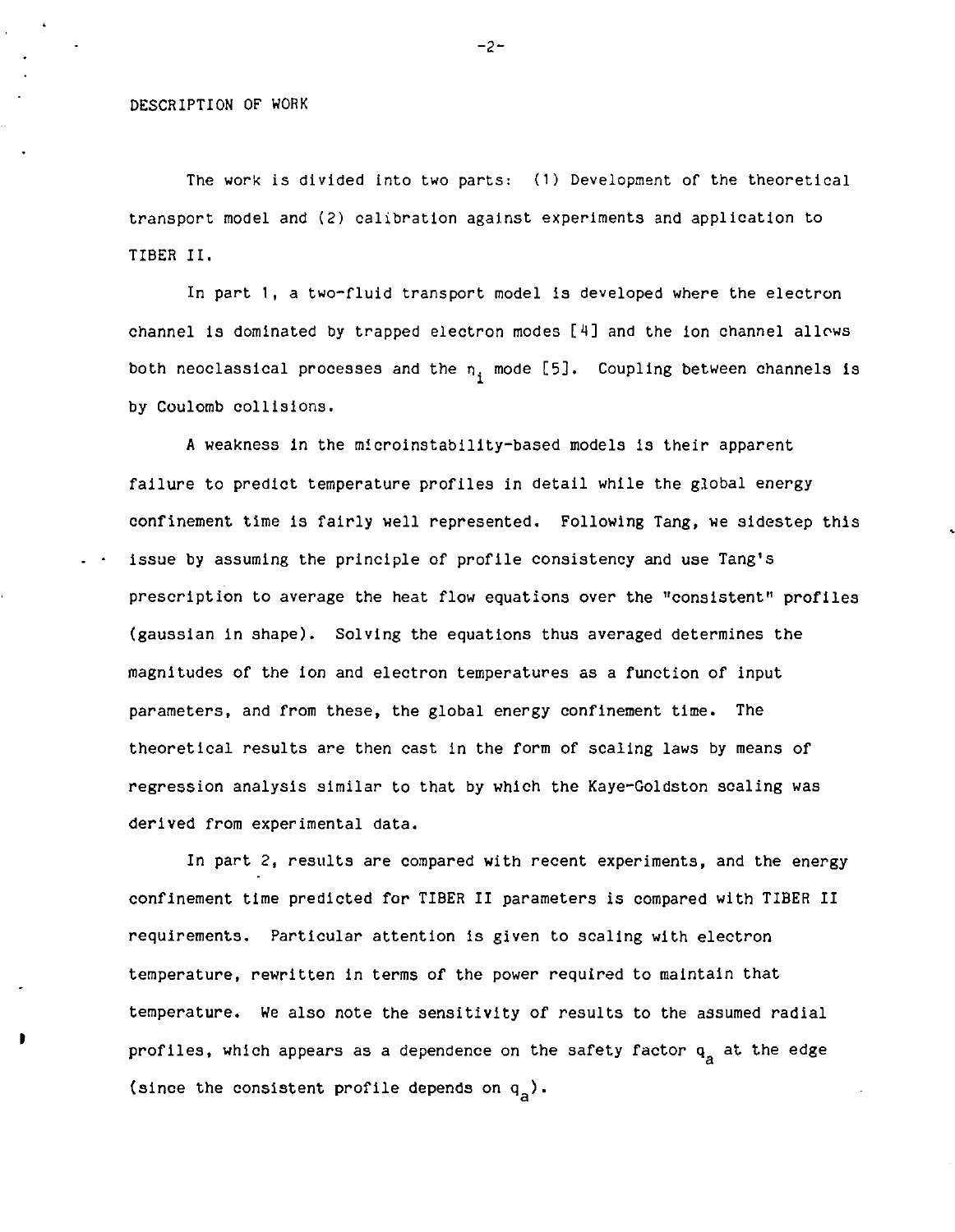## DESCRIPTION OF WORK

The work is divided into two parts: (1) Development of the theoretical transport model and (2) calibration against experiments and application to TIBER II.

In part 1, a two-fluid transport model is developed where the electron channel is dominated by trapped electron modes [4] and the ion channel allows both neoclassical processes and the $\eta_i$ mode [5]. Coupling between channels is by Coulomb collisions.

A weakness in the microinstability-based models is their apparent failure to predict temperature profiles in detail while the global energy confinement time is fairly well represented. Following Tang, we sidestep this issue by assuming the principle of profile consistency and use Tang's prescription to average the heat flow equations over the "consistent" profiles (gaussian in shape). Solving the equations thus averaged determines the magnitudes of the ion and electron temperatures as a function of input parameters, and from these, the global energy confinement time. The theoretical results are then cast in the form of scaling laws by means of regression analysis similar to that by which the Kaye-Goldston scaling was derived from experimental data.

In part 2, results are compared with recent experiments, and the energy confinement time predicted for TIBER II parameters is compared with TIBER II requirements. Particular attention is given to scaling with electron temperature, rewritten in terms of the power required to maintain that temperature. We also note the sensitivity of results to the assumed radial profiles, which appears as a dependence on the safety factor $q_a$ at the edge (since the consistent profile depends on $q_a$).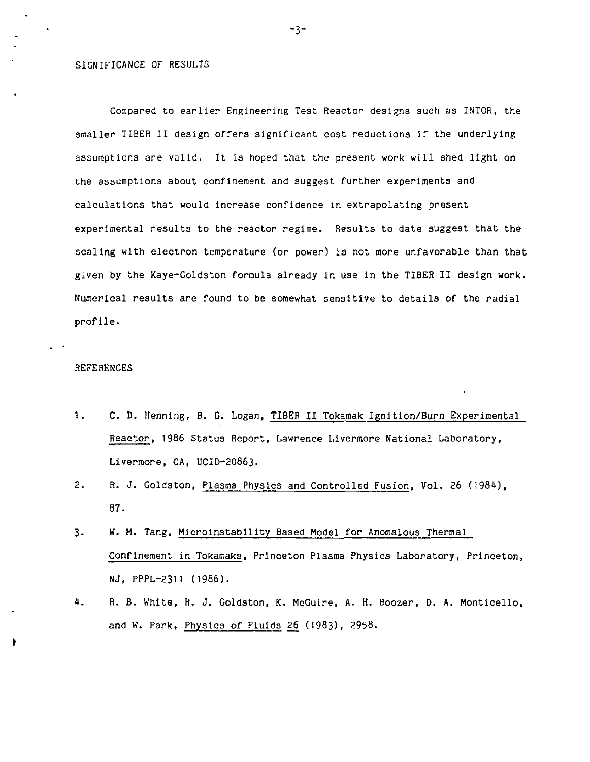## SIGNIFICANCE OF RESULTS

Compared to earlier Engineering Test Reactor designs such as INTOR, the smaller TIBER II design offers significant cost reductions if the underlying assumptions are valid. It is hoped that the present work will shed light on the assumptions about confinement and suggest further experiments and calculations that would increase confidence in extrapolating present experimental results to the reactor regime. Results to date suggest that the scaling with electron temperature (or power) is not more unfavorable than that given by the Kaye-Goldston formula already in use in the TIBER II design work. Numerical results are found to be somewhat sensitive to details of the radial profile.

## REFERENCES

1. C. D. Henning, B. G. Logan, TIBER II Tokamak Ignition/Burn Experimental Reactor, 1986 Status Report, Lawrence Livermore National Laboratory, Livermore, CA, UCID-20863.
2. R. J. Goldston, Plasma Physics and Controlled Fusion, Vol. 26 (1984), 87.
3. W. M. Tang, Microinstability Based Model for Anomalous Thermal Confinement in Tokamaks, Princeton Plasma Physics Laboratory, Princeton, NJ, PPPL-2311 (1986).
4. R. B. White, R. J. Goldston, K. McGuire, A. H. Boozer, D. A. Monticello, and W. Park, Physics of Fluids 26 (1983), 2958.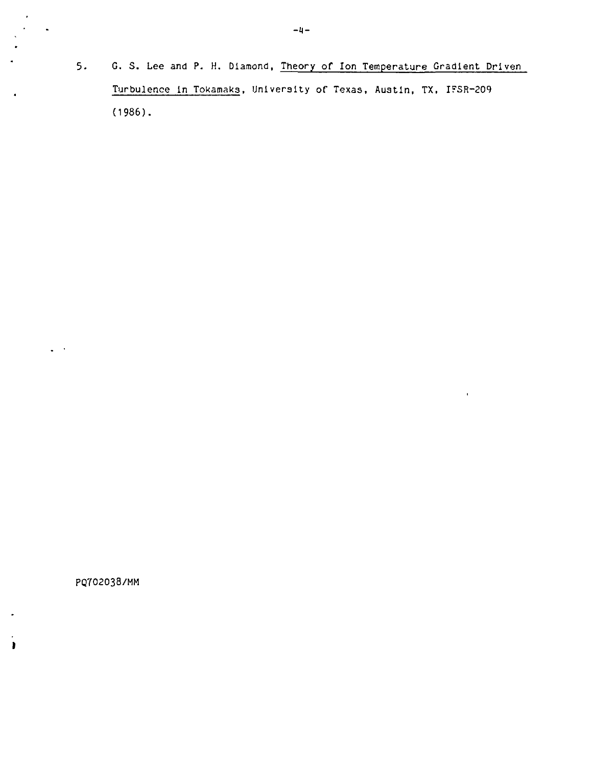5. G. S. Lee and P. H. Diamond, Theory of Ion Temperature Gradient Driven Turbulence in Tokamaks, University of Texas, Austin, TX, IFSR-209 (1986).

PQ702038/MM